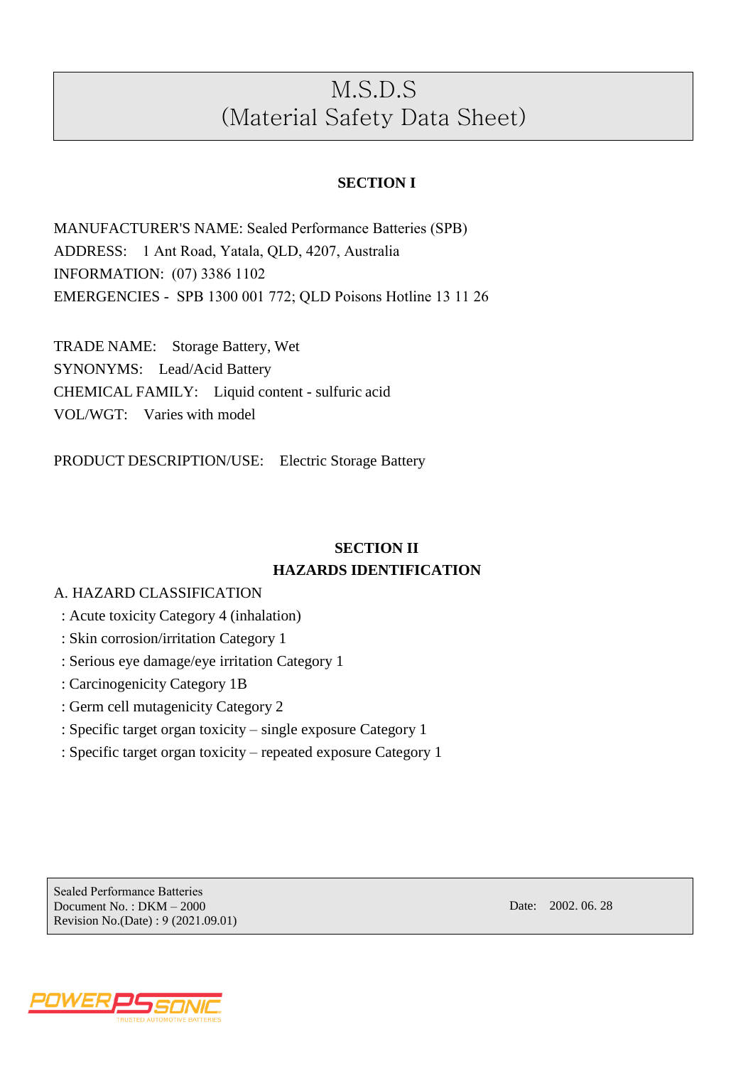# M.S.D.S
# (Material Safety Data Sheet)

## SECTION I

MANUFACTURER'S NAME: Sealed Performance Batteries (SPB)
ADDRESS: 1 Ant Road, Yatala, QLD, 4207, Australia
INFORMATION: (07) 3386 1102
EMERGENCIES - SPB 1300 001 772; QLD Poisons Hotline 13 11 26

TRADE NAME: Storage Battery, Wet
SYNONYMS: Lead/Acid Battery
CHEMICAL FAMILY: Liquid content - sulfuric acid
VOL/WGT: Varies with model

PRODUCT DESCRIPTION/USE: Electric Storage Battery

## SECTION II
## HAZARDS IDENTIFICATION

A. HAZARD CLASSIFICATION

: Acute toxicity Category 4 (inhalation)
: Skin corrosion/irritation Category 1
: Serious eye damage/eye irritation Category 1
: Carcinogenicity Category 1B
: Germ cell mutagenicity Category 2
: Specific target organ toxicity – single exposure Category 1
: Specific target organ toxicity – repeated exposure Category 1

Sealed Performance Batteries
Document No. : DKM – 2000
Revision No.(Date) : 9 (2021.09.01)
Date: 2002. 06. 28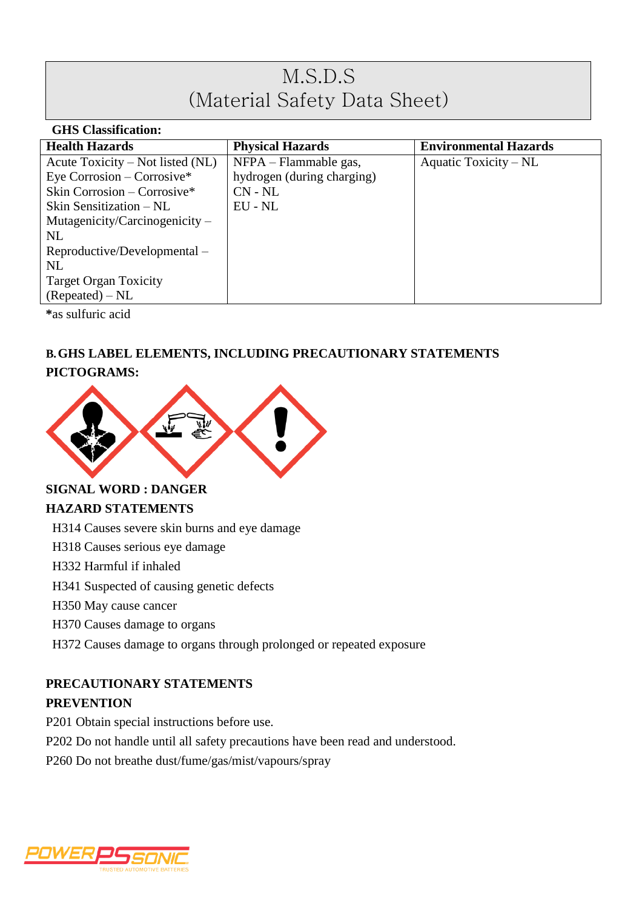# M.S.D.S
# (Material Safety Data Sheet)

**GHS Classification:**

| Health Hazards | Physical Hazards | Environmental Hazards |
|---|---|---|
| Acute Toxicity – Not listed (NL)<br>Eye Corrosion – Corrosive*<br>Skin Corrosion – Corrosive*<br>Skin Sensitization – NL<br>Mutagenicity/Carcinogenicity – NL<br>Reproductive/Developmental – NL<br>Target Organ Toxicity (Repeated) – NL | NFPA – Flammable gas, hydrogen (during charging)<br>CN - NL<br>EU - NL | Aquatic Toxicity – NL |

***as sulfuric acid**

**B. GHS LABEL ELEMENTS, INCLUDING PRECAUTIONARY STATEMENTS**

**PICTOGRAMS:**

**SIGNAL WORD : DANGER**

**HAZARD STATEMENTS**

H314 Causes severe skin burns and eye damage

H318 Causes serious eye damage

H332 Harmful if inhaled

H341 Suspected of causing genetic defects

H350 May cause cancer

H370 Causes damage to organs

H372 Causes damage to organs through prolonged or repeated exposure

**PRECAUTIONARY STATEMENTS**

**PREVENTION**

P201 Obtain special instructions before use.

P202 Do not handle until all safety precautions have been read and understood.

P260 Do not breathe dust/fume/gas/mist/vapours/spray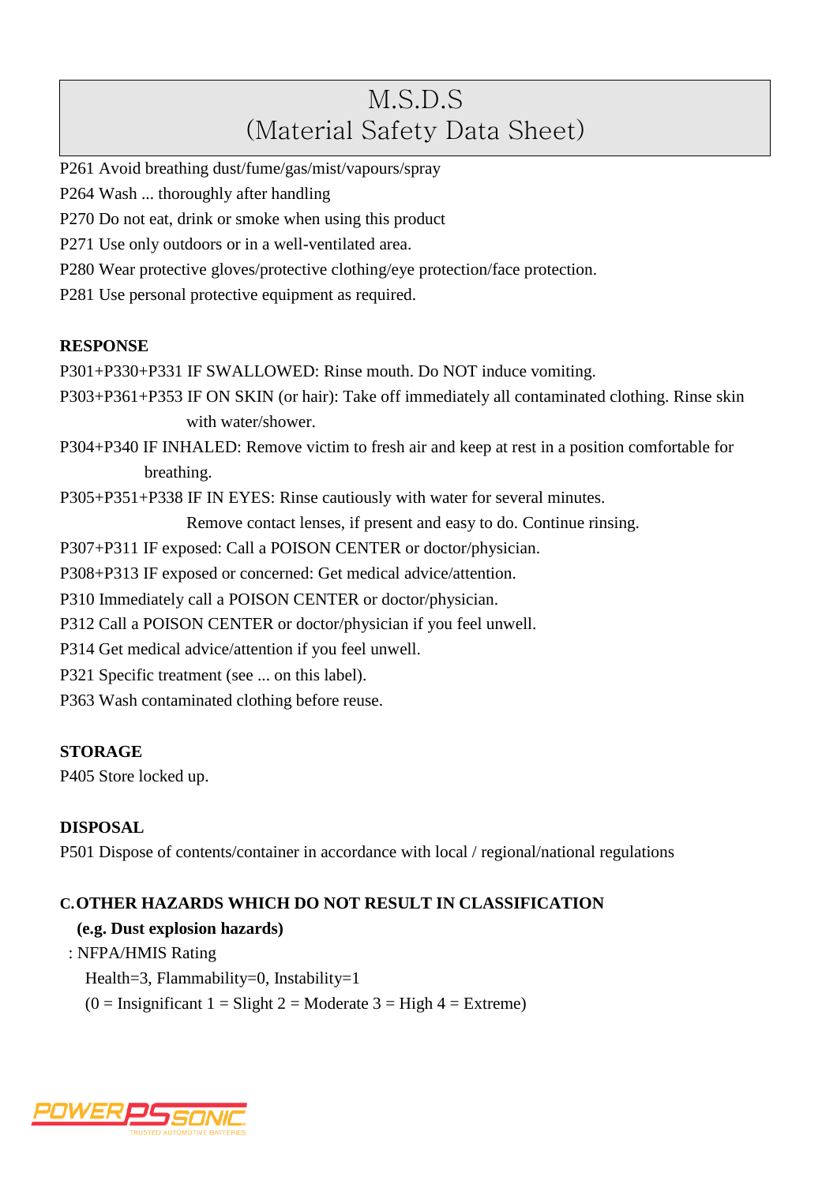P261 Avoid breathing dust/fume/gas/mist/vapours/spray

P264 Wash ... thoroughly after handling

P270 Do not eat, drink or smoke when using this product

P271 Use only outdoors or in a well-ventilated area.

P280 Wear protective gloves/protective clothing/eye protection/face protection.

P281 Use personal protective equipment as required.

**RESPONSE**

P301+P330+P331 IF SWALLOWED: Rinse mouth. Do NOT induce vomiting.

P303+P361+P353 IF ON SKIN (or hair): Take off immediately all contaminated clothing. Rinse skin with water/shower.

P304+P340 IF INHALED: Remove victim to fresh air and keep at rest in a position comfortable for breathing.

P305+P351+P338 IF IN EYES: Rinse cautiously with water for several minutes. Remove contact lenses, if present and easy to do. Continue rinsing.

P307+P311 IF exposed: Call a POISON CENTER or doctor/physician.

P308+P313 IF exposed or concerned: Get medical advice/attention.

P310 Immediately call a POISON CENTER or doctor/physician.

P312 Call a POISON CENTER or doctor/physician if you feel unwell.

P314 Get medical advice/attention if you feel unwell.

P321 Specific treatment (see ... on this label).

P363 Wash contaminated clothing before reuse.

**STORAGE**

P405 Store locked up.

**DISPOSAL**

P501 Dispose of contents/container in accordance with local / regional/national regulations

**C. OTHER HAZARDS WHICH DO NOT RESULT IN CLASSIFICATION (e.g. Dust explosion hazards)**

: NFPA/HMIS Rating

Health=3, Flammability=0, Instability=1

(0 = Insignificant 1 = Slight 2 = Moderate 3 = High 4 = Extreme)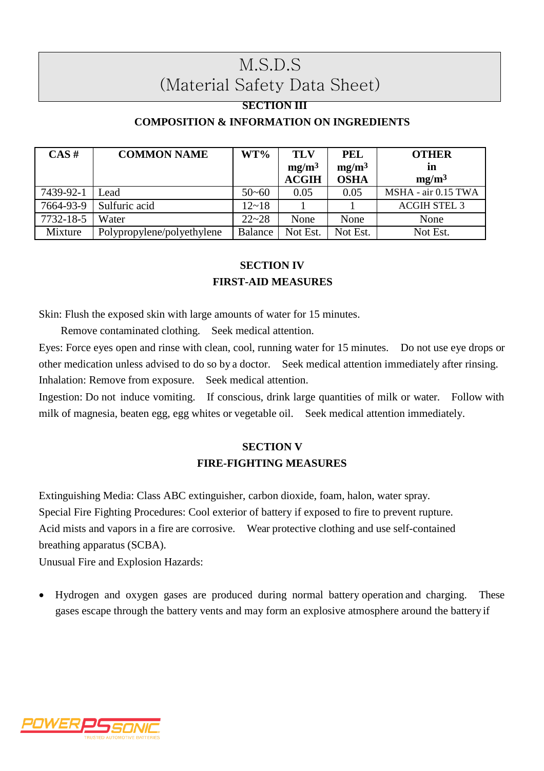# M.S.D.S
# (Material Safety Data Sheet)

## SECTION III

## COMPOSITION & INFORMATION ON INGREDIENTS

| CAS # | COMMON NAME | WT% | TLV mg/m³ ACGIH | PEL mg/m³ OSHA | OTHER in mg/m³ |
|---|---|---|---|---|---|
| 7439-92-1 | Lead | 50~60 | 0.05 | 0.05 | MSHA - air 0.15 TWA |
| 7664-93-9 | Sulfuric acid | 12~18 | 1 | 1 | ACGIH STEL 3 |
| 7732-18-5 | Water | 22~28 | None | None | None |
| Mixture | Polypropylene/polyethylene | Balance | Not Est. | Not Est. | Not Est. |

## SECTION IV

## FIRST-AID MEASURES

Skin: Flush the exposed skin with large amounts of water for 15 minutes.
Remove contaminated clothing. Seek medical attention.

Eyes: Force eyes open and rinse with clean, cool, running water for 15 minutes. Do not use eye drops or other medication unless advised to do so by a doctor. Seek medical attention immediately after rinsing.

Inhalation: Remove from exposure. Seek medical attention.

Ingestion: Do not induce vomiting. If conscious, drink large quantities of milk or water. Follow with milk of magnesia, beaten egg, egg whites or vegetable oil. Seek medical attention immediately.

## SECTION V

## FIRE-FIGHTING MEASURES

Extinguishing Media: Class ABC extinguisher, carbon dioxide, foam, halon, water spray.

Special Fire Fighting Procedures: Cool exterior of battery if exposed to fire to prevent rupture. Acid mists and vapors in a fire are corrosive. Wear protective clothing and use self-contained breathing apparatus (SCBA).

Unusual Fire and Explosion Hazards:

- Hydrogen and oxygen gases are produced during normal battery operation and charging. These gases escape through the battery vents and may form an explosive atmosphere around the battery if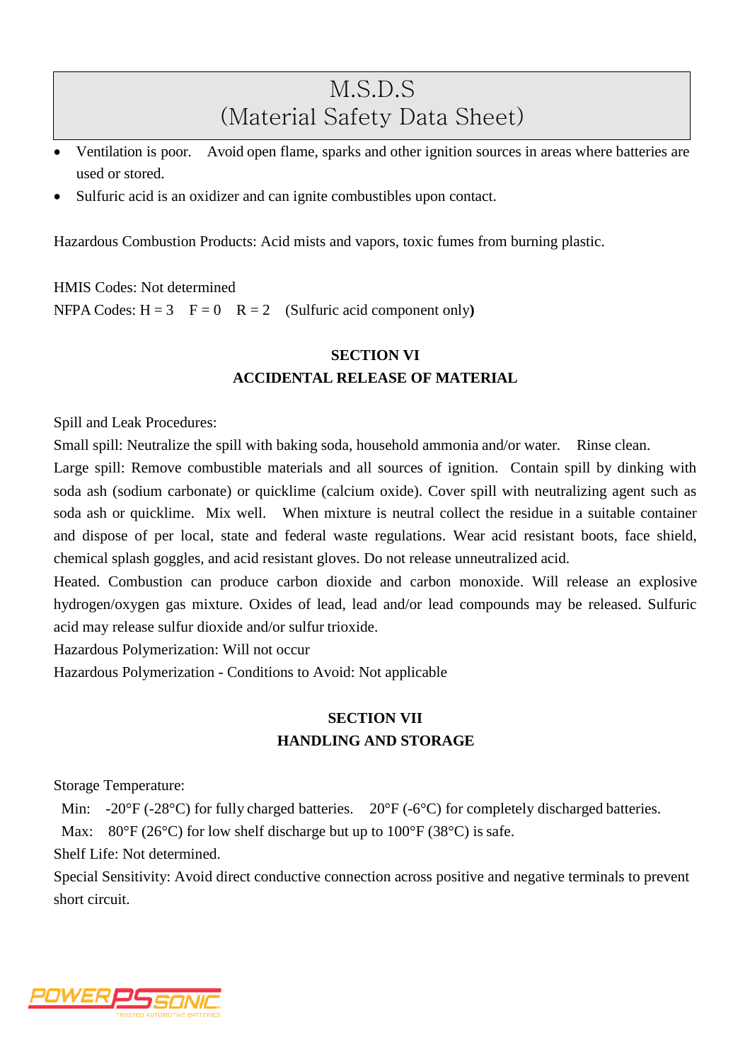- Ventilation is poor. Avoid open flame, sparks and other ignition sources in areas where batteries are used or stored.
- Sulfuric acid is an oxidizer and can ignite combustibles upon contact.

Hazardous Combustion Products: Acid mists and vapors, toxic fumes from burning plastic.

HMIS Codes: Not determined
NFPA Codes: H = 3 F = 0 R = 2 (Sulfuric acid component only)

## SECTION VI
## ACCIDENTAL RELEASE OF MATERIAL

Spill and Leak Procedures:
Small spill: Neutralize the spill with baking soda, household ammonia and/or water. Rinse clean.
Large spill: Remove combustible materials and all sources of ignition. Contain spill by dinking with soda ash (sodium carbonate) or quicklime (calcium oxide). Cover spill with neutralizing agent such as soda ash or quicklime. Mix well. When mixture is neutral collect the residue in a suitable container and dispose of per local, state and federal waste regulations. Wear acid resistant boots, face shield, chemical splash goggles, and acid resistant gloves. Do not release unneutralized acid.
Heated. Combustion can produce carbon dioxide and carbon monoxide. Will release an explosive hydrogen/oxygen gas mixture. Oxides of lead, lead and/or lead compounds may be released. Sulfuric acid may release sulfur dioxide and/or sulfur trioxide.
Hazardous Polymerization: Will not occur
Hazardous Polymerization - Conditions to Avoid: Not applicable

## SECTION VII
## HANDLING AND STORAGE

Storage Temperature:
Min: -20°F (-28°C) for fully charged batteries. 20°F (-6°C) for completely discharged batteries.
Max: 80°F (26°C) for low shelf discharge but up to 100°F (38°C) is safe.
Shelf Life: Not determined.
Special Sensitivity: Avoid direct conductive connection across positive and negative terminals to prevent short circuit.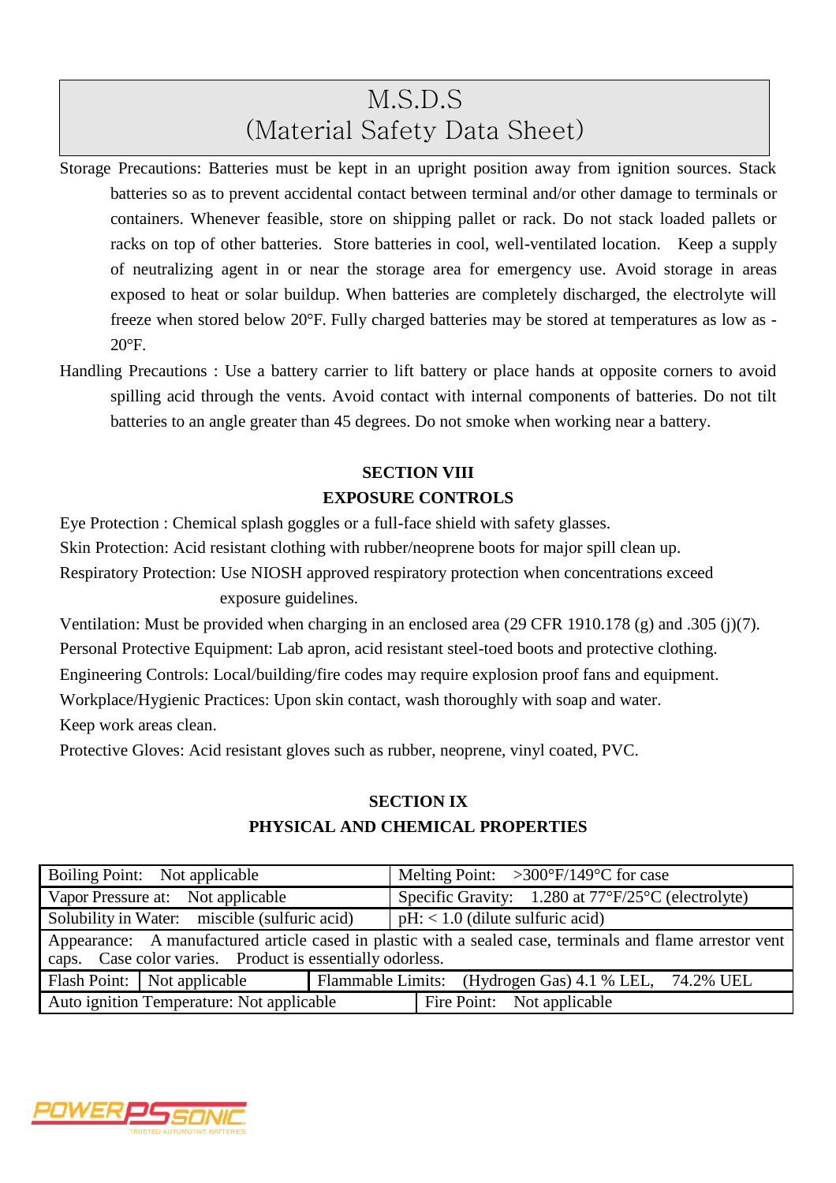# M.S.D.S
# (Material Safety Data Sheet)

Storage Precautions: Batteries must be kept in an upright position away from ignition sources. Stack batteries so as to prevent accidental contact between terminal and/or other damage to terminals or containers. Whenever feasible, store on shipping pallet or rack. Do not stack loaded pallets or racks on top of other batteries. Store batteries in cool, well-ventilated location. Keep a supply of neutralizing agent in or near the storage area for emergency use. Avoid storage in areas exposed to heat or solar buildup. When batteries are completely discharged, the electrolyte will freeze when stored below 20°F. Fully charged batteries may be stored at temperatures as low as -20°F.

Handling Precautions : Use a battery carrier to lift battery or place hands at opposite corners to avoid spilling acid through the vents. Avoid contact with internal components of batteries. Do not tilt batteries to an angle greater than 45 degrees. Do not smoke when working near a battery.

## SECTION VIII
## EXPOSURE CONTROLS

Eye Protection : Chemical splash goggles or a full-face shield with safety glasses.

Skin Protection: Acid resistant clothing with rubber/neoprene boots for major spill clean up.

Respiratory Protection: Use NIOSH approved respiratory protection when concentrations exceed exposure guidelines.

Ventilation: Must be provided when charging in an enclosed area (29 CFR 1910.178 (g) and .305 (j)(7).

Personal Protective Equipment: Lab apron, acid resistant steel-toed boots and protective clothing.

Engineering Controls: Local/building/fire codes may require explosion proof fans and equipment.

Workplace/Hygienic Practices: Upon skin contact, wash thoroughly with soap and water.

Keep work areas clean.

Protective Gloves: Acid resistant gloves such as rubber, neoprene, vinyl coated, PVC.

## SECTION IX
## PHYSICAL AND CHEMICAL PROPERTIES

| | |
|---|---|
| Boiling Point: Not applicable | Melting Point: >300°F/149°C for case |
| Vapor Pressure at: Not applicable | Specific Gravity: 1.280 at 77°F/25°C (electrolyte) |
| Solubility in Water: miscible (sulfuric acid) | pH: < 1.0 (dilute sulfuric acid) |
| Appearance: A manufactured article cased in plastic with a sealed case, terminals and flame arrestor vent caps. Case color varies. Product is essentially odorless. | |
| Flash Point: Not applicable | Flammable Limits: (Hydrogen Gas) 4.1 % LEL, 74.2% UEL |
| Auto ignition Temperature: Not applicable | Fire Point: Not applicable |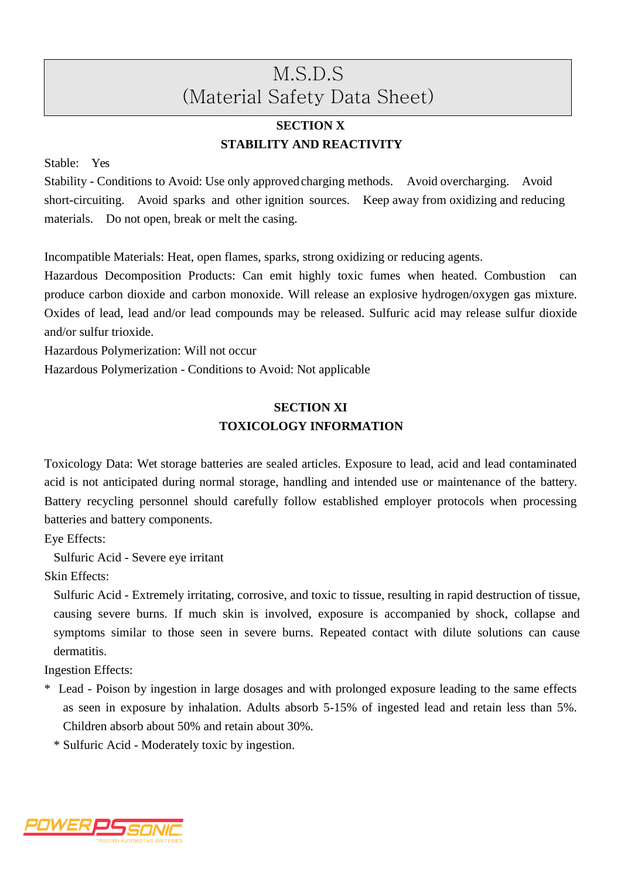# M.S.D.S
# (Material Safety Data Sheet)

## SECTION X
## STABILITY AND REACTIVITY

Stable: Yes

Stability - Conditions to Avoid: Use only approved charging methods. Avoid overcharging. Avoid short-circuiting. Avoid sparks and other ignition sources. Keep away from oxidizing and reducing materials. Do not open, break or melt the casing.

Incompatible Materials: Heat, open flames, sparks, strong oxidizing or reducing agents.

Hazardous Decomposition Products: Can emit highly toxic fumes when heated. Combustion can produce carbon dioxide and carbon monoxide. Will release an explosive hydrogen/oxygen gas mixture. Oxides of lead, lead and/or lead compounds may be released. Sulfuric acid may release sulfur dioxide and/or sulfur trioxide.

Hazardous Polymerization: Will not occur

Hazardous Polymerization - Conditions to Avoid: Not applicable

## SECTION XI
## TOXICOLOGY INFORMATION

Toxicology Data: Wet storage batteries are sealed articles. Exposure to lead, acid and lead contaminated acid is not anticipated during normal storage, handling and intended use or maintenance of the battery. Battery recycling personnel should carefully follow established employer protocols when processing batteries and battery components.

Eye Effects:

Sulfuric Acid - Severe eye irritant

Skin Effects:

Sulfuric Acid - Extremely irritating, corrosive, and toxic to tissue, resulting in rapid destruction of tissue, causing severe burns. If much skin is involved, exposure is accompanied by shock, collapse and symptoms similar to those seen in severe burns. Repeated contact with dilute solutions can cause dermatitis.

Ingestion Effects:

* Lead - Poison by ingestion in large dosages and with prolonged exposure leading to the same effects as seen in exposure by inhalation. Adults absorb 5-15% of ingested lead and retain less than 5%. Children absorb about 50% and retain about 30%.
* Sulfuric Acid - Moderately toxic by ingestion.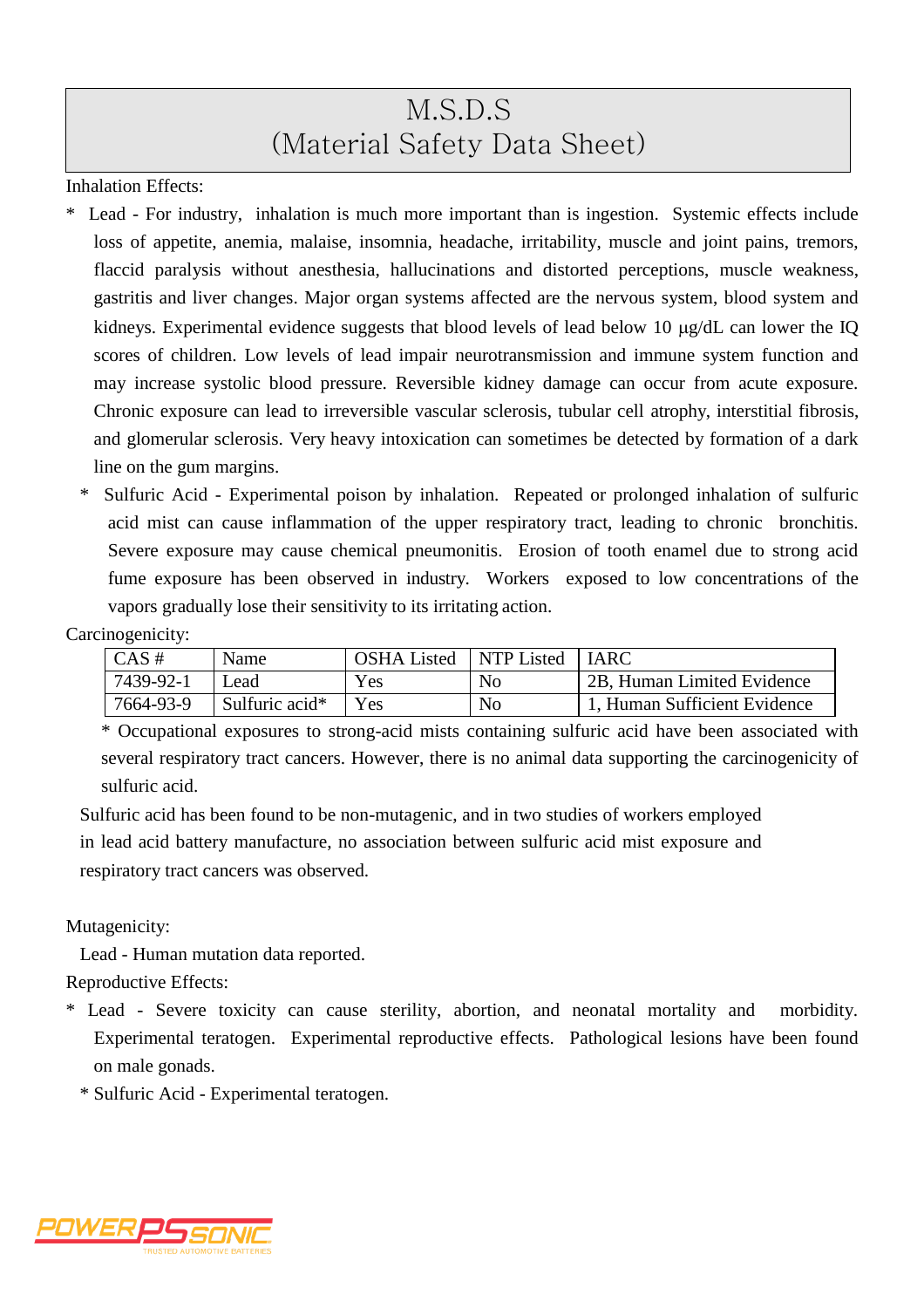# M.S.D.S
# (Material Safety Data Sheet)

Inhalation Effects:

* Lead - For industry, inhalation is much more important than is ingestion. Systemic effects include loss of appetite, anemia, malaise, insomnia, headache, irritability, muscle and joint pains, tremors, flaccid paralysis without anesthesia, hallucinations and distorted perceptions, muscle weakness, gastritis and liver changes. Major organ systems affected are the nervous system, blood system and kidneys. Experimental evidence suggests that blood levels of lead below 10 μg/dL can lower the IQ scores of children. Low levels of lead impair neurotransmission and immune system function and may increase systolic blood pressure. Reversible kidney damage can occur from acute exposure. Chronic exposure can lead to irreversible vascular sclerosis, tubular cell atrophy, interstitial fibrosis, and glomerular sclerosis. Very heavy intoxication can sometimes be detected by formation of a dark line on the gum margins.

* Sulfuric Acid - Experimental poison by inhalation. Repeated or prolonged inhalation of sulfuric acid mist can cause inflammation of the upper respiratory tract, leading to chronic bronchitis. Severe exposure may cause chemical pneumonitis. Erosion of tooth enamel due to strong acid fume exposure has been observed in industry. Workers exposed to low concentrations of the vapors gradually lose their sensitivity to its irritating action.

Carcinogenicity:

| CAS # | Name | OSHA Listed | NTP Listed | IARC |
|---|---|---|---|---|
| 7439-92-1 | Lead | Yes | No | 2B, Human Limited Evidence |
| 7664-93-9 | Sulfuric acid* | Yes | No | 1, Human Sufficient Evidence |

* Occupational exposures to strong-acid mists containing sulfuric acid have been associated with several respiratory tract cancers. However, there is no animal data supporting the carcinogenicity of sulfuric acid.

Sulfuric acid has been found to be non-mutagenic, and in two studies of workers employed in lead acid battery manufacture, no association between sulfuric acid mist exposure and respiratory tract cancers was observed.

Mutagenicity:

Lead - Human mutation data reported.

Reproductive Effects:

* Lead - Severe toxicity can cause sterility, abortion, and neonatal mortality and morbidity. Experimental teratogen. Experimental reproductive effects. Pathological lesions have been found on male gonads.

* Sulfuric Acid - Experimental teratogen.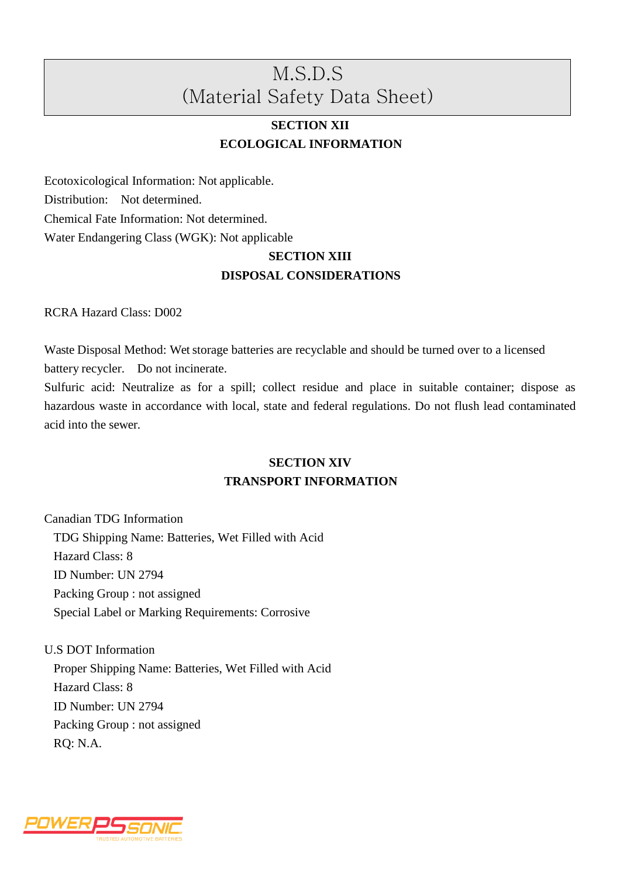# M.S.D.S
# (Material Safety Data Sheet)

## SECTION XII
## ECOLOGICAL INFORMATION

Ecotoxicological Information: Not applicable.
Distribution: Not determined.
Chemical Fate Information: Not determined.
Water Endangering Class (WGK): Not applicable

## SECTION XIII
## DISPOSAL CONSIDERATIONS

RCRA Hazard Class: D002

Waste Disposal Method: Wet storage batteries are recyclable and should be turned over to a licensed battery recycler. Do not incinerate.
Sulfuric acid: Neutralize as for a spill; collect residue and place in suitable container; dispose as hazardous waste in accordance with local, state and federal regulations. Do not flush lead contaminated acid into the sewer.

## SECTION XIV
## TRANSPORT INFORMATION

Canadian TDG Information
- TDG Shipping Name: Batteries, Wet Filled with Acid
- Hazard Class: 8
- ID Number: UN 2794
- Packing Group : not assigned
- Special Label or Marking Requirements: Corrosive

U.S DOT Information
- Proper Shipping Name: Batteries, Wet Filled with Acid
- Hazard Class: 8
- ID Number: UN 2794
- Packing Group : not assigned
- RQ: N.A.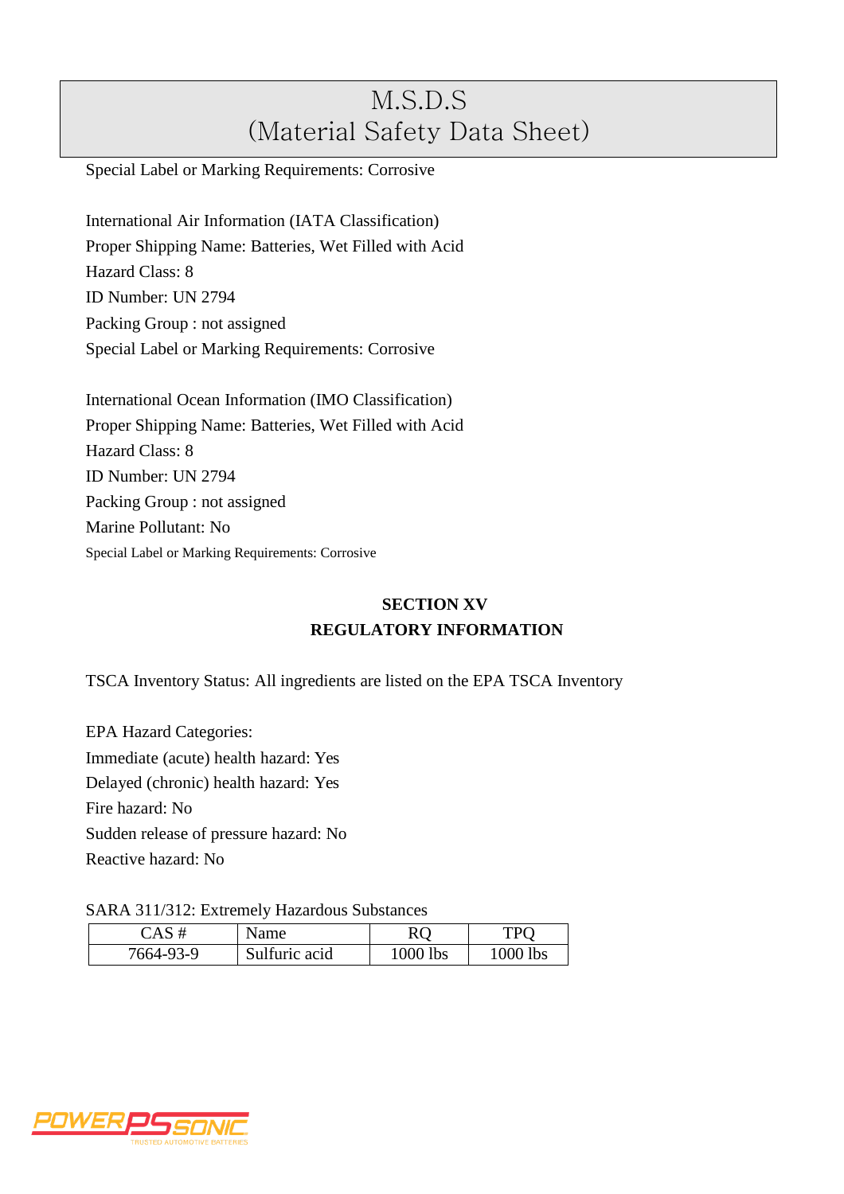Special Label or Marking Requirements: Corrosive

International Air Information (IATA Classification)
Proper Shipping Name: Batteries, Wet Filled with Acid
Hazard Class: 8
ID Number: UN 2794
Packing Group : not assigned
Special Label or Marking Requirements: Corrosive

International Ocean Information (IMO Classification)
Proper Shipping Name: Batteries, Wet Filled with Acid
Hazard Class: 8
ID Number: UN 2794
Packing Group : not assigned
Marine Pollutant: No
Special Label or Marking Requirements: Corrosive

## SECTION XV
## REGULATORY INFORMATION

TSCA Inventory Status: All ingredients are listed on the EPA TSCA Inventory

EPA Hazard Categories:
Immediate (acute) health hazard: Yes
Delayed (chronic) health hazard: Yes
Fire hazard: No
Sudden release of pressure hazard: No
Reactive hazard: No

SARA 311/312: Extremely Hazardous Substances

| CAS # | Name | RQ | TPQ |
|---|---|---|---|
| 7664-93-9 | Sulfuric acid | 1000 lbs | 1000 lbs |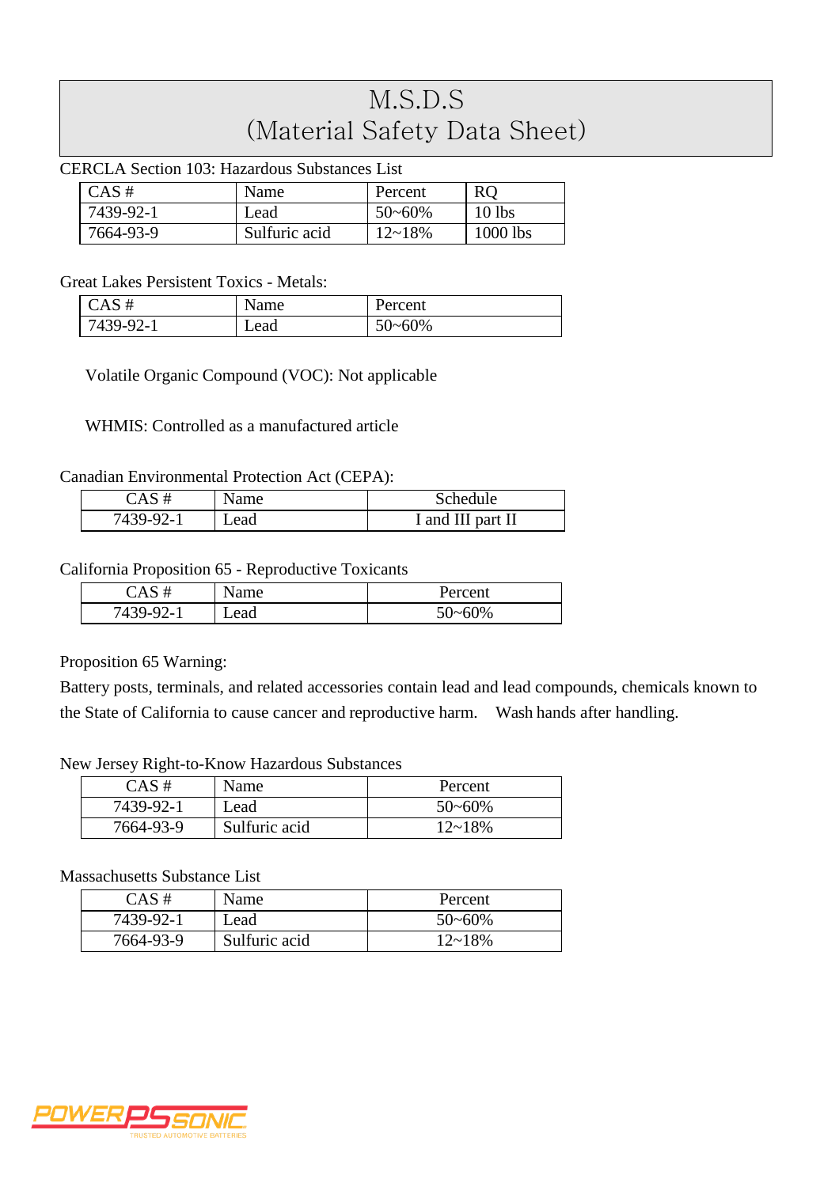# M.S.D.S
# (Material Safety Data Sheet)

CERCLA Section 103: Hazardous Substances List

| CAS # | Name | Percent | RQ |
|---|---|---|---|
| 7439-92-1 | Lead | 50~60% | 10 lbs |
| 7664-93-9 | Sulfuric acid | 12~18% | 1000 lbs |

Great Lakes Persistent Toxics - Metals:

| CAS # | Name | Percent |
|---|---|---|
| 7439-92-1 | Lead | 50~60% |

Volatile Organic Compound (VOC): Not applicable

WHMIS: Controlled as a manufactured article

Canadian Environmental Protection Act (CEPA):

| CAS # | Name | Schedule |
|---|---|---|
| 7439-92-1 | Lead | I and III part II |

California Proposition 65 - Reproductive Toxicants

| CAS # | Name | Percent |
|---|---|---|
| 7439-92-1 | Lead | 50~60% |

Proposition 65 Warning:

Battery posts, terminals, and related accessories contain lead and lead compounds, chemicals known to the State of California to cause cancer and reproductive harm. Wash hands after handling.

New Jersey Right-to-Know Hazardous Substances

| CAS # | Name | Percent |
|---|---|---|
| 7439-92-1 | Lead | 50~60% |
| 7664-93-9 | Sulfuric acid | 12~18% |

Massachusetts Substance List

| CAS # | Name | Percent |
|---|---|---|
| 7439-92-1 | Lead | 50~60% |
| 7664-93-9 | Sulfuric acid | 12~18% |

POWER PS SONIC
TRUSTED AUTOMOTIVE BATTERIES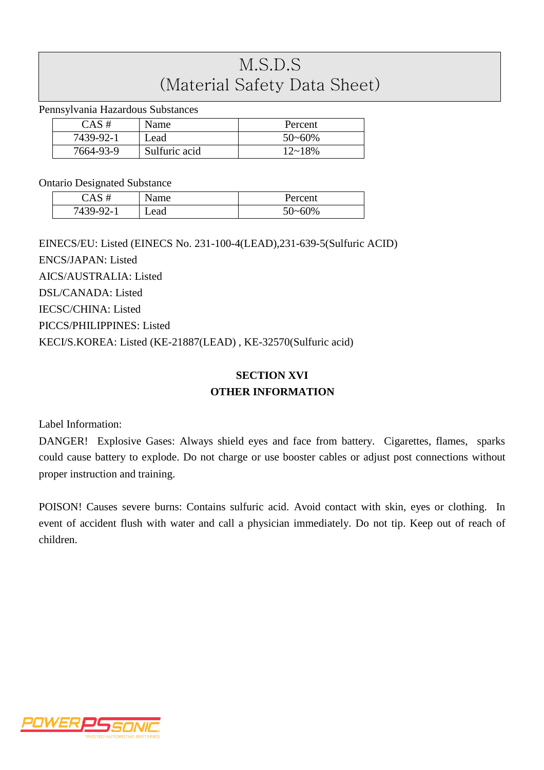Pennsylvania Hazardous Substances

| CAS # | Name | Percent |
|---|---|---|
| 7439-92-1 | Lead | 50~60% |
| 7664-93-9 | Sulfuric acid | 12~18% |

Ontario Designated Substance

| CAS # | Name | Percent |
|---|---|---|
| 7439-92-1 | Lead | 50~60% |

EINECS/EU: Listed (EINECS No. 231-100-4(LEAD),231-639-5(Sulfuric ACID)

ENCS/JAPAN: Listed

AICS/AUSTRALIA: Listed

DSL/CANADA: Listed

IECSC/CHINA: Listed

PICCS/PHILIPPINES: Listed

KECI/S.KOREA: Listed (KE-21887(LEAD) , KE-32570(Sulfuric acid)

## SECTION XVI
## OTHER INFORMATION

Label Information:

DANGER! Explosive Gases: Always shield eyes and face from battery. Cigarettes, flames, sparks could cause battery to explode. Do not charge or use booster cables or adjust post connections without proper instruction and training.

POISON! Causes severe burns: Contains sulfuric acid. Avoid contact with skin, eyes or clothing. In event of accident flush with water and call a physician immediately. Do not tip. Keep out of reach of children.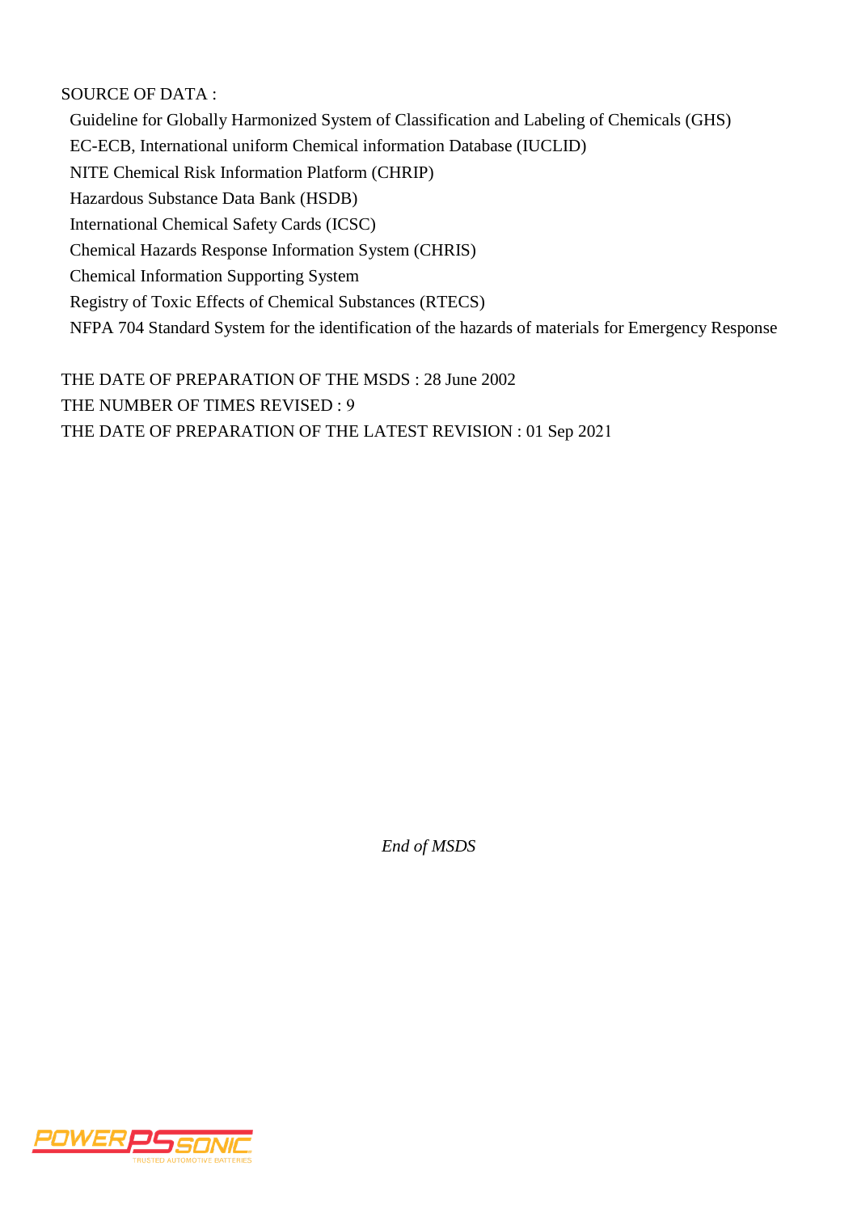SOURCE OF DATA :

- Guideline for Globally Harmonized System of Classification and Labeling of Chemicals (GHS)
- EC-ECB, International uniform Chemical information Database (IUCLID)
- NITE Chemical Risk Information Platform (CHRIP)
- Hazardous Substance Data Bank (HSDB)
- International Chemical Safety Cards (ICSC)
- Chemical Hazards Response Information System (CHRIS)
- Chemical Information Supporting System
- Registry of Toxic Effects of Chemical Substances (RTECS)
- NFPA 704 Standard System for the identification of the hazards of materials for Emergency Response

THE DATE OF PREPARATION OF THE MSDS : 28 June 2002
THE NUMBER OF TIMES REVISED : 9
THE DATE OF PREPARATION OF THE LATEST REVISION : 01 Sep 2021

*End of MSDS*